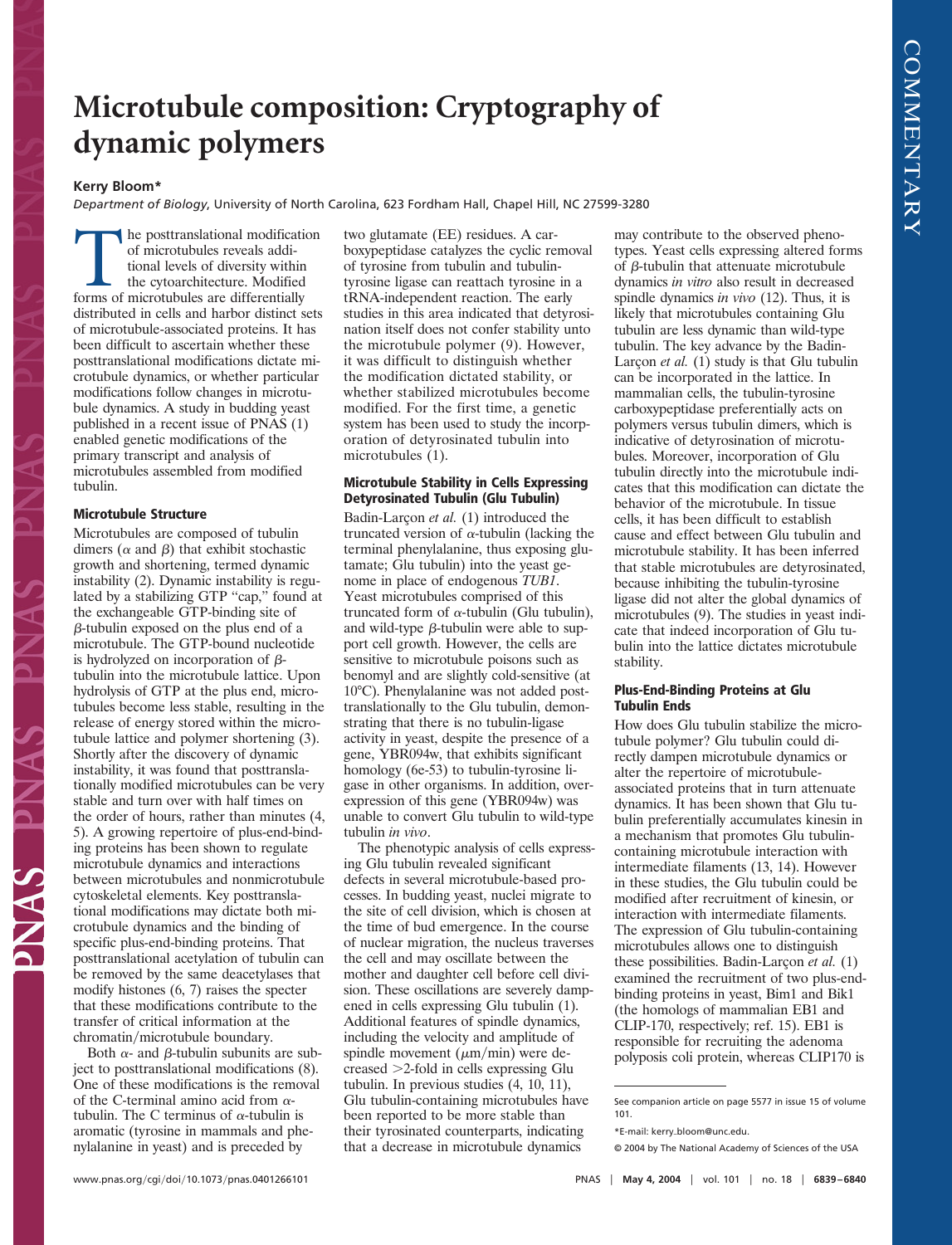# Microtubule composition: Cryptography of dynamic polymers

**Kerry Bloom***

*Department of Biology,* University of North Carolina, 623 Fordham Hall, Chapel Hill, NC 27599-3280

The posttranslational modification of microtubules reveals additional levels of diversity within the cytoarchitecture. Modified forms of microtubules are differentially distributed in cells and harbor distinct sets of microtubule-associated proteins. It has been difficult to ascertain whether these posttranslational modifications dictate microtubule dynamics, or whether particular modifications follow changes in microtubule dynamics. A study in budding yeast published in a recent issue of PNAS (1) enabled genetic modifications of the primary transcript and analysis of microtubules assembled from modified tubulin.

### Microtubule Structure

Microtubules are composed of tubulin dimers ($\alpha$ and $\beta$) that exhibit stochastic growth and shortening, termed dynamic instability (2). Dynamic instability is regulated by a stabilizing GTP "cap," found at the exchangeable GTP-binding site of $\beta$-tubulin exposed on the plus end of a microtubule. The GTP-bound nucleotide is hydrolyzed on incorporation of $\beta$-tubulin into the microtubule lattice. Upon hydrolysis of GTP at the plus end, microtubules become less stable, resulting in the release of energy stored within the microtubule lattice and polymer shortening (3). Shortly after the discovery of dynamic instability, it was found that posttranslationally modified microtubules can be very stable and turn over with half times on the order of hours, rather than minutes (4, 5). A growing repertoire of plus-end-binding proteins has been shown to regulate microtubule dynamics and interactions between microtubules and nonmicrotubule cytoskeletal elements. Key posttranslational modifications may dictate both microtubule dynamics and the binding of specific plus-end-binding proteins. That posttranslational acetylation of tubulin can be removed by the same deacetylases that modify histones (6, 7) raises the specter that these modifications contribute to the transfer of critical information at the chromatin/microtubule boundary.

Both $\alpha$- and $\beta$-tubulin subunits are subject to posttranslational modifications (8). One of these modifications is the removal of the C-terminal amino acid from $\alpha$-tubulin. The C terminus of $\alpha$-tubulin is aromatic (tyrosine in mammals and phenylalanine in yeast) and is preceded by two glutamate (EE) residues. A carboxypeptidase catalyzes the cyclic removal of tyrosine from tubulin and tubulin-tyrosine ligase can reattach tyrosine in a tRNA-independent reaction. The early studies in this area indicated that detyrosination itself does not confer stability unto the microtubule polymer (9). However, it was difficult to distinguish whether the modification dictated stability, or whether stabilized microtubules become modified. For the first time, a genetic system has been used to study the incorporation of detyrosinated tubulin into microtubules (1).

### Microtubule Stability in Cells Expressing Detyrosinated Tubulin (Glu Tubulin)

Badin-Larçon *et al.* (1) introduced the truncated version of $\alpha$-tubulin (lacking the terminal phenylalanine, thus exposing glutamate; Glu tubulin) into the yeast genome in place of endogenous *TUB1*. Yeast microtubules comprised of this truncated form of $\alpha$-tubulin (Glu tubulin), and wild-type $\beta$-tubulin were able to support cell growth. However, the cells are sensitive to microtubule poisons such as benomyl and are slightly cold-sensitive (at 10°C). Phenylalanine was not added posttranslationally to the Glu tubulin, demonstrating that there is no tubulin-ligase activity in yeast, despite the presence of a gene, YBR094w, that exhibits significant homology (6e-53) to tubulin-tyrosine ligase in other organisms. In addition, overexpression of this gene (YBR094w) was unable to convert Glu tubulin to wild-type tubulin *in vivo*.

The phenotypic analysis of cells expressing Glu tubulin revealed significant defects in several microtubule-based processes. In budding yeast, nuclei migrate to the site of cell division, which is chosen at the time of bud emergence. In the course of nuclear migration, the nucleus traverses the cell and may oscillate between the mother and daughter cell before cell division. These oscillations are severely dampened in cells expressing Glu tubulin (1). Additional features of spindle dynamics, including the velocity and amplitude of spindle movement ($\mu$m/min) were decreased >2-fold in cells expressing Glu tubulin. In previous studies (4, 10, 11), Glu tubulin-containing microtubules have been reported to be more stable than their tyrosinated counterparts, indicating that a decrease in microtubule dynamics may contribute to the observed phenotypes. Yeast cells expressing altered forms of $\beta$-tubulin that attenuate microtubule dynamics *in vitro* also result in decreased spindle dynamics *in vivo* (12). Thus, it is likely that microtubules containing Glu tubulin are less dynamic than wild-type tubulin. The key advance by the Badin-Larçon *et al.* (1) study is that Glu tubulin can be incorporated in the lattice. In mammalian cells, the tubulin-tyrosine carboxypeptidase preferentially acts on polymers versus tubulin dimers, which is indicative of detyrosination of microtubules. Moreover, incorporation of Glu tubulin directly into the microtubule indicates that this modification can dictate the behavior of the microtubule. In tissue cells, it has been difficult to establish cause and effect between Glu tubulin and microtubule stability. It has been inferred that stable microtubules are detyrosinated, because inhibiting the tubulin-tyrosine ligase did not alter the global dynamics of microtubules (9). The studies in yeast indicate that indeed incorporation of Glu tubulin into the lattice dictates microtubule stability.

### Plus-End-Binding Proteins at Glu Tubulin Ends

How does Glu tubulin stabilize the microtubule polymer? Glu tubulin could directly dampen microtubule dynamics or alter the repertoire of microtubule-associated proteins that in turn attenuate dynamics. It has been shown that Glu tubulin preferentially accumulates kinesin in a mechanism that promotes Glu tubulin-containing microtubule interaction with intermediate filaments (13, 14). However in these studies, the Glu tubulin could be modified after recruitment of kinesin, or interaction with intermediate filaments. The expression of Glu tubulin-containing microtubules allows one to distinguish these possibilities. Badin-Larçon *et al.* (1) examined the recruitment of two plus-end-binding proteins in yeast, Bim1 and Bik1 (the homologs of mammalian EB1 and CLIP-170, respectively; ref. 15). EB1 is responsible for recruiting the adenoma polyposis coli protein, whereas CLIP170 is

---

See companion article on page 5577 in issue 15 of volume 101.

*E-mail: kerry_bloom@unc.edu.

© 2004 by The National Academy of Sciences of the USA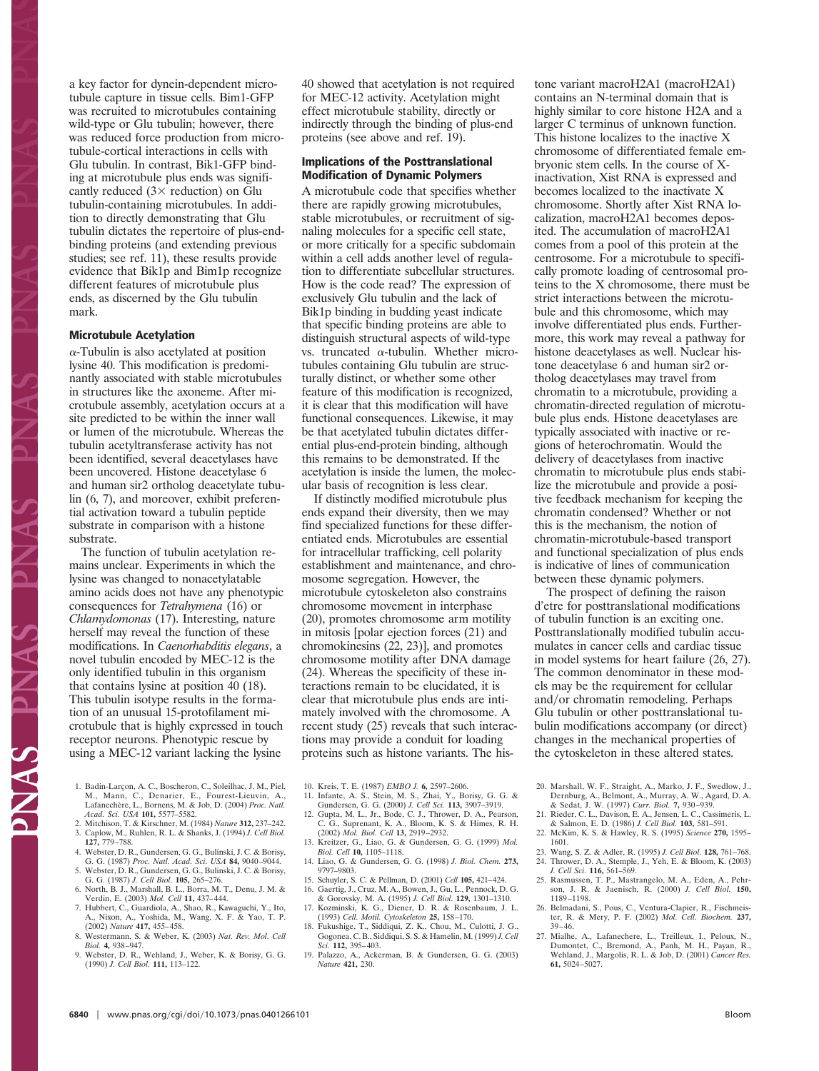a key factor for dynein-dependent microtubule capture in tissue cells. Bim1-GFP was recruited to microtubules containing wild-type or Glu tubulin; however, there was reduced force production from microtubule-cortical interactions in cells with Glu tubulin. In contrast, Bik1-GFP binding at microtubule plus ends was significantly reduced (3× reduction) on Glu tubulin-containing microtubules. In addition to directly demonstrating that Glu tubulin dictates the repertoire of plus-end-binding proteins (and extending previous studies; see ref. 11), these results provide evidence that Bik1p and Bim1p recognize different features of microtubule plus ends, as discerned by the Glu tubulin mark.

### Microtubule Acetylation

α-Tubulin is also acetylated at position lysine 40. This modification is predominantly associated with stable microtubules in structures like the axoneme. After microtubule assembly, acetylation occurs at a site predicted to be within the inner wall or lumen of the microtubule. Whereas the tubulin acetyltransferase activity has not been identified, several deacetylases have been uncovered. Histone deacetylase 6 and human sir2 ortholog deacetylate tubulin (6, 7), and moreover, exhibit preferential activation toward a tubulin peptide substrate in comparison with a histone substrate.

The function of tubulin acetylation remains unclear. Experiments in which the lysine was changed to nonacetylatable amino acids does not have any phenotypic consequences for *Tetrahymena* (16) or *Chlamydomonas* (17). Interesting, nature herself may reveal the function of these modifications. In *Caenorhabditis elegans*, a novel tubulin encoded by MEC-12 is the only identified tubulin in this organism that contains lysine at position 40 (18). This tubulin isotype results in the formation of an unusual 15-protofilament microtubule that is highly expressed in touch receptor neurons. Phenotypic rescue by using a MEC-12 variant lacking the lysine 40 showed that acetylation is not required for MEC-12 activity. Acetylation might effect microtubule stability, directly or indirectly through the binding of plus-end proteins (see above and ref. 19).

### Implications of the Posttranslational Modification of Dynamic Polymers

A microtubule code that specifies whether there are rapidly growing microtubules, stable microtubules, or recruitment of signaling molecules for a specific cell state, or more critically for a specific subdomain within a cell adds another level of regulation to differentiate subcellular structures. How is the code read? The expression of exclusively Glu tubulin and the lack of Bik1p binding in budding yeast indicate that specific binding proteins are able to distinguish structural aspects of wild-type vs. truncated α-tubulin. Whether microtubules containing Glu tubulin are structurally distinct, or whether some other feature of this modification is recognized, it is clear that this modification will have functional consequences. Likewise, it may be that acetylated tubulin dictates differential plus-end-protein binding, although this remains to be demonstrated. If the acetylation is inside the lumen, the molecular basis of recognition is less clear.

If distinctly modified microtubule plus ends expand their diversity, then we may find specialized functions for these differentiated ends. Microtubules are essential for intracellular trafficking, cell polarity establishment and maintenance, and chromosome segregation. However, the microtubule cytoskeleton also constrains chromosome movement in interphase (20), promotes chromosome arm motility in mitosis [polar ejection forces (21) and chromokinesins (22, 23)], and promotes chromosome motility after DNA damage (24). Whereas the specificity of these interactions remain to be elucidated, it is clear that microtubule plus ends are intimately involved with the chromosome. A recent study (25) reveals that such interactions may provide a conduit for loading proteins such as histone variants. The histone variant macroH2A1 (macroH2A1) contains an N-terminal domain that is highly similar to core histone H2A and a larger C terminus of unknown function. This histone localizes to the inactive X chromosome of differentiated female embryonic stem cells. In the course of X-inactivation, Xist RNA is expressed and becomes localized to the inactivate X chromosome. Shortly after Xist RNA localization, macroH2A1 becomes deposited. The accumulation of macroH2A1 comes from a pool of this protein at the centrosome. For a microtubule to specifically promote loading of centrosomal proteins to the X chromosome, there must be strict interactions between the microtubule and this chromosome, which may involve differentiated plus ends. Furthermore, this work may reveal a pathway for histone deacetylases as well. Nuclear histone deacetylase 6 and human sir2 ortholog deacetylases may travel from chromatin to a microtubule, providing a chromatin-directed regulation of microtubule plus ends. Histone deacetylases are typically associated with inactive or regions of heterochromatin. Would the delivery of deacetylases from inactive chromatin to microtubule plus ends stabilize the microtubule and provide a positive feedback mechanism for keeping the chromatin condensed? Whether or not this is the mechanism, the notion of chromatin-microtubule-based transport and functional specialization of plus ends is indicative of lines of communication between these dynamic polymers.

The prospect of defining the raison d'etre for posttranslational modifications of tubulin function is an exciting one. Posttranslationally modified tubulin accumulates in cancer cells and cardiac tissue in model systems for heart failure (26, 27). The common denominator in these models may be the requirement for cellular and/or chromatin remodeling. Perhaps Glu tubulin or other posttranslational tubulin modifications accompany (or direct) changes in the mechanical properties of the cytoskeleton in these altered states.

1. Badin-Larçon, A. C., Boscheron, C., Soleilhac, J. M., Piel, M., Mann, C., Denarier, E., Fourest-Lieuvin, A., Lafanechère, L., Bornens, M. & Job, D. (2004) *Proc. Natl. Acad. Sci. USA* **101,** 5577–5582.
2. Mitchison, T. & Kirschner, M. (1984) *Nature* **312,** 237–242.
3. Caplow, M., Ruhlen, R. L. & Shanks, J. (1994) *J. Cell Biol.* **127,** 779–788.
4. Webster, D. R., Gundersen, G. G., Bulinski, J. C. & Borisy, G. G. (1987) *Proc. Natl. Acad. Sci. USA* **84,** 9040–9044.
5. Webster, D. R., Gundersen, G. G., Bulinski, J. C. & Borisy, G. G. (1987) *J. Cell Biol.* **105,** 265–276.
6. North, B. J., Marshall, B. L., Borra, M. T., Denu, J. M. & Verdin, E. (2003) *Mol. Cell* **11,** 437–444.
7. Hubbert, C., Guardiola, A., Shao, R., Kawaguchi, Y., Ito, A., Nixon, A., Yoshida, M., Wang, X. F. & Yao, T. P. (2002) *Nature* **417,** 455–458.
8. Westermann, S. & Weber, K. (2003) *Nat. Rev. Mol. Cell Biol.* **4,** 938–947.
9. Webster, D. R., Wehland, J., Weber, K. & Borisy, G. G. (1990) *J. Cell Biol.* **111,** 113–122.
10. Kreis, T. E. (1987) *EMBO J.* **6,** 2597–2606.
11. Infante, A. S., Stein, M. S., Zhai, Y., Borisy, G. G. & Gundersen, G. G. (2000) *J. Cell Sci.* **113,** 3907–3919.
12. Gupta, M. L., Jr., Bode, C. J., Thrower, D. A., Pearson, C. G., Suprenant, K. A., Bloom, K. S. & Himes, R. H. (2002) *Mol. Biol. Cell* **13,** 2919–2932.
13. Kreitzer, G., Liao, G. & Gundersen, G. G. (1999) *Mol. Biol. Cell* **10,** 1105–1118.
14. Liao, G. & Gundersen, G. G. (1998) *J. Biol. Chem.* **273,** 9797–9803.
15. Schuyler, S. C. & Pellman, D. (2001) *Cell* **105,** 421–424.
16. Gaertig, J., Cruz, M. A., Bowen, J., Gu, L., Pennock, D. G. & Gorovsky, M. A. (1995) *J. Cell Biol.* **129,** 1301–1310.
17. Kozminski, K. G., Diener, D. R. & Rosenbaum, J. L. (1993) *Cell. Motil. Cytoskeleton* **25,** 158–170.
18. Fukushige, T., Siddiqui, Z. K., Chou, M., Culotti, J. G., Gogonea, C. B., Siddiqui, S. S. & Hamelin, M. (1999) *J. Cell Sci.* **112,** 395–403.
19. Palazzo, A., Ackerman, B. & Gundersen, G. G. (2003) *Nature* **421,** 230.
20. Marshall, W. F., Straight, A., Marko, J. F., Swedlow, J., Dernburg, A., Belmont, A., Murray, A. W., Agard, D. A. & Sedat, J. W. (1997) *Curr. Biol.* **7,** 930–939.
21. Rieder, C. L., Davison, E. A., Jensen, L. C., Cassimeris, L. & Salmon, E. D. (1986) *J. Cell Biol.* **103,** 581–591.
22. McKim, K. S. & Hawley, R. S. (1995) *Science* **270,** 1595–1601.
23. Wang, S. Z. & Adler, R. (1995) *J. Cell Biol.* **128,** 761–768.
24. Thrower, D. A., Stemple, J., Yeh, E. & Bloom, K. (2003) *J. Cell Sci.* **116,** 561–569.
25. Rasmussen, T. P., Mastrangelo, M. A., Eden, A., Pehrson, J. R. & Jaenisch, R. (2000) *J. Cell Biol.* **150,** 1189–1198.
26. Belmadani, S., Pous, C., Ventura-Clapier, R., Fischmeister, R. & Mery, P. F. (2002) *Mol. Cell. Biochem.* **237,** 39–46.
27. Mialhe, A., Lafanechere, L., Treilleux, I., Peloux, N., Dumontet, C., Bremond, A., Panh, M. H., Payan, R., Wehland, J., Margolis, R. L. & Job, D. (2001) *Cancer Res.* **61,** 5024–5027.